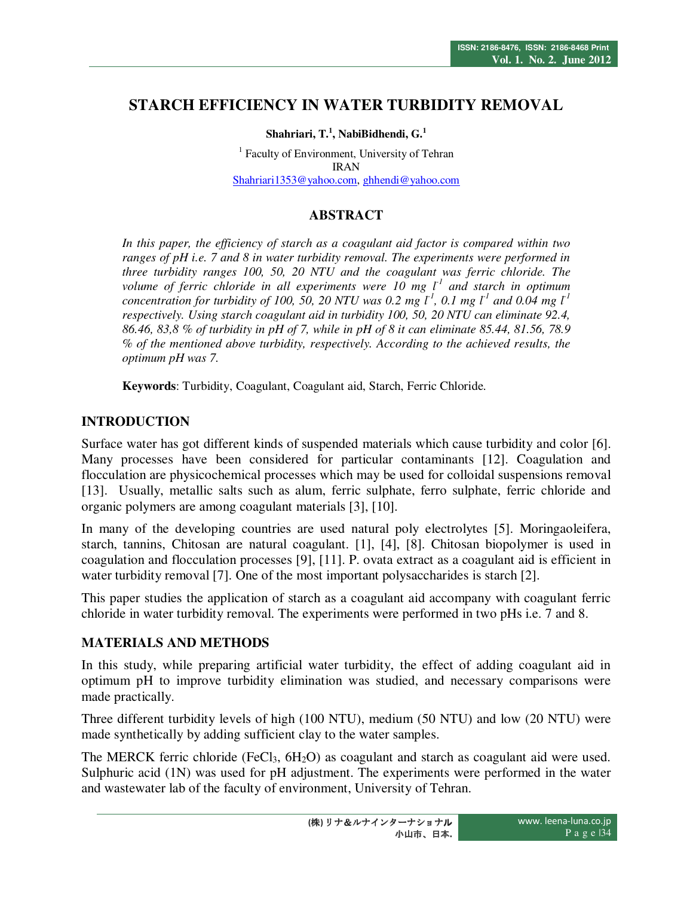# STARCH EFFICIENCY IN WATER TURBIDITY REMOVAL

**Shahriari, T.[1], NabiBidhendi, G.[1]**

[1] Faculty of Environment, University of Tehran
IRAN
Shahriari1353@yahoo.com, ghhendi@yahoo.com

## ABSTRACT

*In this paper, the efficiency of starch as a coagulant aid factor is compared within two ranges of pH i.e. 7 and 8 in water turbidity removal. The experiments were performed in three turbidity ranges 100, 50, 20 NTU and the coagulant was ferric chloride. The volume of ferric chloride in all experiments were 10 mg $l^{-1}$ and starch in optimum concentration for turbidity of 100, 50, 20 NTU was 0.2 mg $l^{-1}$, 0.1 mg $l^{-1}$ and 0.04 mg $l^{-1}$ respectively. Using starch coagulant aid in turbidity 100, 50, 20 NTU can eliminate 92.4, 86.46, 83,8 % of turbidity in pH of 7, while in pH of 8 it can eliminate 85.44, 81.56, 78.9 % of the mentioned above turbidity, respectively. According to the achieved results, the optimum pH was 7.*

**Keywords**: Turbidity, Coagulant, Coagulant aid, Starch, Ferric Chloride.

## INTRODUCTION

Surface water has got different kinds of suspended materials which cause turbidity and color [6]. Many processes have been considered for particular contaminants [12]. Coagulation and flocculation are physicochemical processes which may be used for colloidal suspensions removal [13]. Usually, metallic salts such as alum, ferric sulphate, ferro sulphate, ferric chloride and organic polymers are among coagulant materials [3], [10].

In many of the developing countries are used natural poly electrolytes [5]. Moringaoleifera, starch, tannins, Chitosan are natural coagulant. [1], [4], [8]. Chitosan biopolymer is used in coagulation and flocculation processes [9], [11]. P. ovata extract as a coagulant aid is efficient in water turbidity removal [7]. One of the most important polysaccharides is starch [2].

This paper studies the application of starch as a coagulant aid accompany with coagulant ferric chloride in water turbidity removal. The experiments were performed in two pHs i.e. 7 and 8.

## MATERIALS AND METHODS

In this study, while preparing artificial water turbidity, the effect of adding coagulant aid in optimum pH to improve turbidity elimination was studied, and necessary comparisons were made practically.

Three different turbidity levels of high (100 NTU), medium (50 NTU) and low (20 NTU) were made synthetically by adding sufficient clay to the water samples.

The MERCK ferric chloride ($FeCl_3$, $6H_2O$) as coagulant and starch as coagulant aid were used. Sulphuric acid (1N) was used for pH adjustment. The experiments were performed in the water and wastewater lab of the faculty of environment, University of Tehran.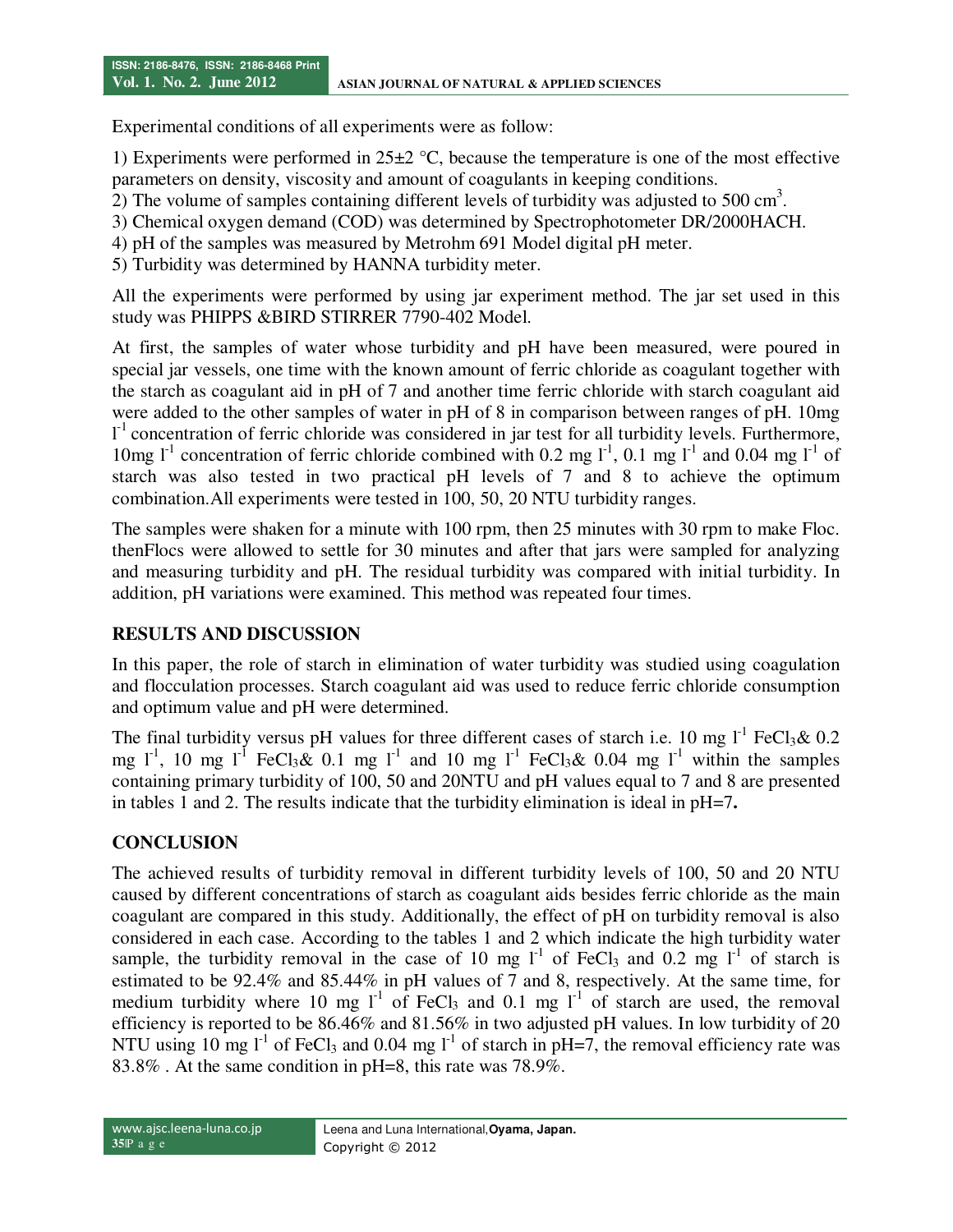Experimental conditions of all experiments were as follow:

1) Experiments were performed in 25±2 °C, because the temperature is one of the most effective parameters on density, viscosity and amount of coagulants in keeping conditions.
2) The volume of samples containing different levels of turbidity was adjusted to 500 $cm^3$.
3) Chemical oxygen demand (COD) was determined by Spectrophotometer DR/2000HACH.
4) pH of the samples was measured by Metrohm 691 Model digital pH meter.
5) Turbidity was determined by HANNA turbidity meter.

All the experiments were performed by using jar experiment method. The jar set used in this study was PHIPPS &BIRD STIRRER 7790-402 Model.

At first, the samples of water whose turbidity and pH have been measured, were poured in special jar vessels, one time with the known amount of ferric chloride as coagulant together with the starch as coagulant aid in pH of 7 and another time ferric chloride with starch coagulant aid were added to the other samples of water in pH of 8 in comparison between ranges of pH. 10mg $l^{-1}$ concentration of ferric chloride was considered in jar test for all turbidity levels. Furthermore, 10mg $l^{-1}$ concentration of ferric chloride combined with 0.2 mg $l^{-1}$, 0.1 mg $l^{-1}$ and 0.04 mg $l^{-1}$ of starch was also tested in two practical pH levels of 7 and 8 to achieve the optimum combination.All experiments were tested in 100, 50, 20 NTU turbidity ranges.

The samples were shaken for a minute with 100 rpm, then 25 minutes with 30 rpm to make Floc. thenFlocs were allowed to settle for 30 minutes and after that jars were sampled for analyzing and measuring turbidity and pH. The residual turbidity was compared with initial turbidity. In addition, pH variations were examined. This method was repeated four times.

## RESULTS AND DISCUSSION

In this paper, the role of starch in elimination of water turbidity was studied using coagulation and flocculation processes. Starch coagulant aid was used to reduce ferric chloride consumption and optimum value and pH were determined.

The final turbidity versus pH values for three different cases of starch i.e. 10 mg $l^{-1}$ $FeCl_3$& 0.2 mg $l^{-1}$, 10 mg $l^{-1}$ $FeCl_3$& 0.1 mg $l^{-1}$ and 10 mg $l^{-1}$ $FeCl_3$& 0.04 mg $l^{-1}$ within the samples containing primary turbidity of 100, 50 and 20NTU and pH values equal to 7 and 8 are presented in tables 1 and 2. The results indicate that the turbidity elimination is ideal in pH=7**.**

## CONCLUSION

The achieved results of turbidity removal in different turbidity levels of 100, 50 and 20 NTU caused by different concentrations of starch as coagulant aids besides ferric chloride as the main coagulant are compared in this study. Additionally, the effect of pH on turbidity removal is also considered in each case. According to the tables 1 and 2 which indicate the high turbidity water sample, the turbidity removal in the case of 10 mg $l^{-1}$ of $FeCl_3$ and 0.2 mg $l^{-1}$ of starch is estimated to be 92.4% and 85.44% in pH values of 7 and 8, respectively. At the same time, for medium turbidity where 10 mg $l^{-1}$ of $FeCl_3$ and 0.1 mg $l^{-1}$ of starch are used, the removal efficiency is reported to be 86.46% and 81.56% in two adjusted pH values. In low turbidity of 20 NTU using 10 mg $l^{-1}$ of $FeCl_3$ and 0.04 mg $l^{-1}$ of starch in pH=7, the removal efficiency rate was 83.8% . At the same condition in pH=8, this rate was 78.9%.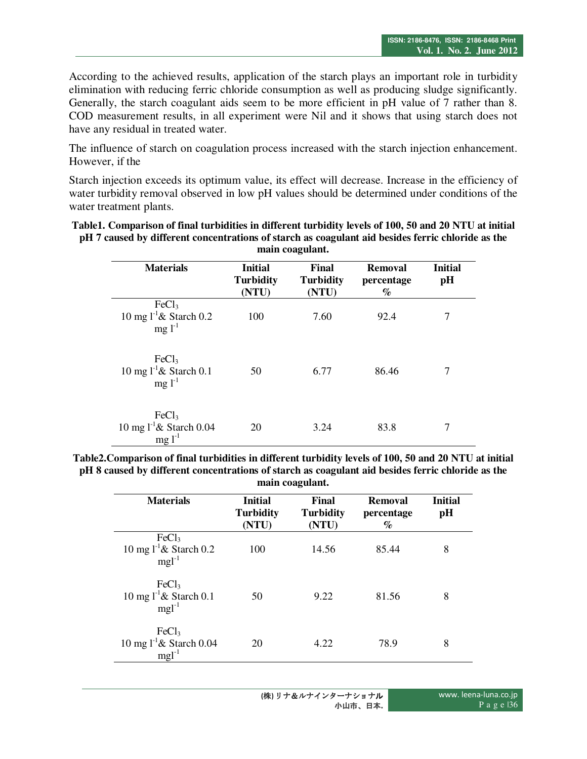According to the achieved results, application of the starch plays an important role in turbidity elimination with reducing ferric chloride consumption as well as producing sludge significantly. Generally, the starch coagulant aids seem to be more efficient in pH value of 7 rather than 8. COD measurement results, in all experiment were Nil and it shows that using starch does not have any residual in treated water.

The influence of starch on coagulation process increased with the starch injection enhancement. However, if the

Starch injection exceeds its optimum value, its effect will decrease. Increase in the efficiency of water turbidity removal observed in low pH values should be determined under conditions of the water treatment plants.

**Table1. Comparison of final turbidities in different turbidity levels of 100, 50 and 20 NTU at initial pH 7 caused by different concentrations of starch as coagulant aid besides ferric chloride as the main coagulant.**

| Materials | Initial Turbidity (NTU) | Final Turbidity (NTU) | Removal percentage % | Initial pH |
|---|---|---|---|---|
| $FeCl_3$ 10 mg $l^{-1}$& Starch 0.2 mg $l^{-1}$ | 100 | 7.60 | 92.4 | 7 |
| $FeCl_3$ 10 mg $l^{-1}$& Starch 0.1 mg $l^{-1}$ | 50 | 6.77 | 86.46 | 7 |
| $FeCl_3$ 10 mg $l^{-1}$& Starch 0.04 mg $l^{-1}$ | 20 | 3.24 | 83.8 | 7 |

**Table2. Comparison of final turbidities in different turbidity levels of 100, 50 and 20 NTU at initial pH 8 caused by different concentrations of starch as coagulant aid besides ferric chloride as the main coagulant.**

| Materials | Initial Turbidity (NTU) | Final Turbidity (NTU) | Removal percentage % | Initial pH |
|---|---|---|---|---|
| $FeCl_3$ 10 mg $l^{-1}$& Starch 0.2 mg$l^{-1}$ | 100 | 14.56 | 85.44 | 8 |
| $FeCl_3$ 10 mg $l^{-1}$& Starch 0.1 mg$l^{-1}$ | 50 | 9.22 | 81.56 | 8 |
| $FeCl_3$ 10 mg $l^{-1}$& Starch 0.04 mg$l^{-1}$ | 20 | 4.22 | 78.9 | 8 |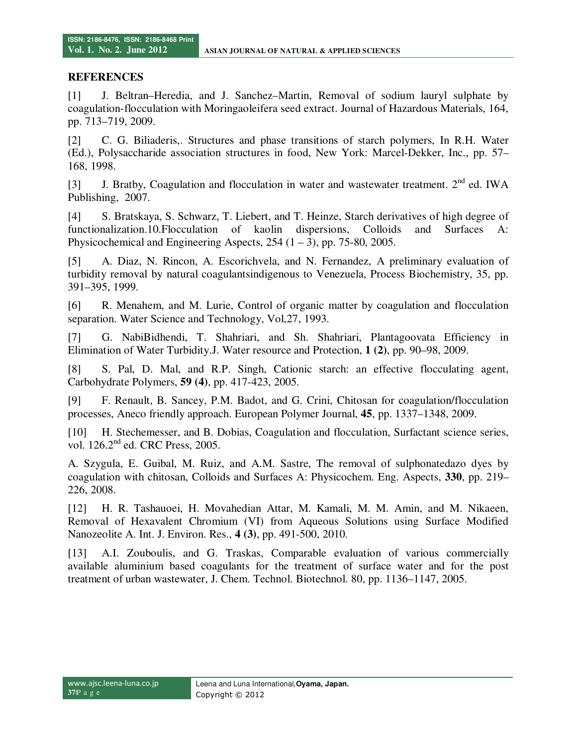## REFERENCES

[1] J. Beltran–Heredia, and J. Sanchez–Martin, Removal of sodium lauryl sulphate by coagulation-flocculation with Moringaoleifera seed extract. Journal of Hazardous Materials, 164, pp. 713–719, 2009.

[2] C. G. Biliaderis,. Structures and phase transitions of starch polymers, In R.H. Water (Ed.), Polysaccharide association structures in food, New York: Marcel-Dekker, Inc., pp. 57–168, 1998.

[3] J. Bratby, Coagulation and flocculation in water and wastewater treatment. 2nd ed. IWA Publishing, 2007.

[4] S. Bratskaya, S. Schwarz, T. Liebert, and T. Heinze, Starch derivatives of high degree of functionalization.10.Flocculation of kaolin dispersions, Colloids and Surfaces A: Physicochemical and Engineering Aspects, 254 (1 – 3), pp. 75-80, 2005.

[5] A. Diaz, N. Rincon, A. Escorichvela, and N. Fernandez, A preliminary evaluation of turbidity removal by natural coagulantsindigenous to Venezuela, Process Biochemistry, 35, pp. 391–395, 1999.

[6] R. Menahem, and M. Lurie, Control of organic matter by coagulation and flocculation separation. Water Science and Technology, Vol,27, 1993.

[7] G. NabiBidhendi, T. Shahriari, and Sh. Shahriari, Plantagoovata Efficiency in Elimination of Water Turbidity.J. Water resource and Protection, **1 (2)**, pp. 90–98, 2009.

[8] S. Pal, D. Mal, and R.P. Singh, Cationic starch: an effective flocculating agent, Carbohydrate Polymers, **59 (4)**, pp. 417-423, 2005.

[9] F. Renault, B. Sancey, P.M. Badot, and G. Crini, Chitosan for coagulation/flocculation processes, Aneco friendly approach. European Polymer Journal, **45**, pp. 1337–1348, 2009.

[10] H. Stechemesser, and B. Dobias, Coagulation and flocculation, Surfactant science series, vol. 126.2nd ed. CRC Press, 2005.

A. Szygula, E. Guibal, M. Ruiz, and A.M. Sastre, The removal of sulphonatedazo dyes by coagulation with chitosan, Colloids and Surfaces A: Physicochem. Eng. Aspects, **330**, pp. 219–226, 2008.

[12] H. R. Tashauoei, H. Movahedian Attar, M. Kamali, M. M. Amin, and M. Nikaeen, Removal of Hexavalent Chromium (VI) from Aqueous Solutions using Surface Modified Nanozeolite A. Int. J. Environ. Res., **4 (3)**, pp. 491-500, 2010.

[13] A.I. Zouboulis, and G. Traskas, Comparable evaluation of various commercially available aluminium based coagulants for the treatment of surface water and for the post treatment of urban wastewater, J. Chem. Technol. Biotechnol. 80, pp. 1136–1147, 2005.